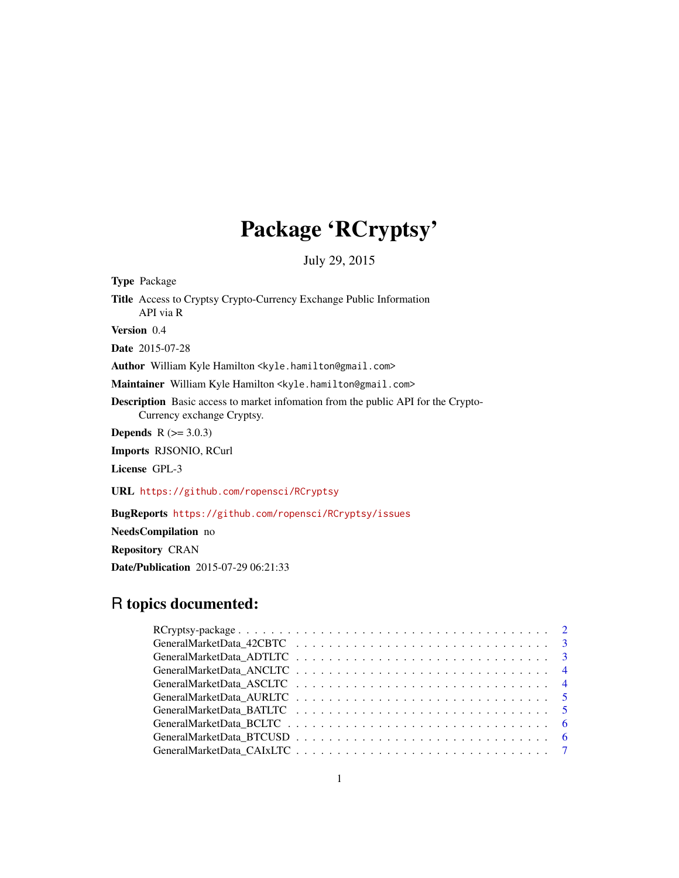# Package 'RCryptsy'

July 29, 2015

**Type** Package

**Title** Access to Cryptsy Crypto-Currency Exchange Public Information API via R

**Version** 0.4

**Date** 2015-07-28

**Author** William Kyle Hamilton <kyle.hamilton@gmail.com>

**Maintainer** William Kyle Hamilton <kyle.hamilton@gmail.com>

**Description** Basic access to market infomation from the public API for the Crypto-Currency exchange Cryptsy.

**Depends** R (>= 3.0.3)

**Imports** RJSONIO, RCurl

**License** GPL-3

**URL** https://github.com/ropensci/RCryptsy

**BugReports** https://github.com/ropensci/RCryptsy/issues

**NeedsCompilation** no

**Repository** CRAN

**Date/Publication** 2015-07-29 06:21:33

## R topics documented:

- RCryptsy-package . . . . . . . . . . . . . . . . . . . . . . . . . . . . . . . . . . 2
- GeneralMarketData_42CBTC . . . . . . . . . . . . . . . . . . . . . . . . . . . . 3
- GeneralMarketData_ADTLTC . . . . . . . . . . . . . . . . . . . . . . . . . . . . 3
- GeneralMarketData_ANCLTC . . . . . . . . . . . . . . . . . . . . . . . . . . . . 4
- GeneralMarketData_ASCLTC . . . . . . . . . . . . . . . . . . . . . . . . . . . . 4
- GeneralMarketData_AURLTC . . . . . . . . . . . . . . . . . . . . . . . . . . . . 5
- GeneralMarketData_BATLTC . . . . . . . . . . . . . . . . . . . . . . . . . . . . 5
- GeneralMarketData_BCLTC . . . . . . . . . . . . . . . . . . . . . . . . . . . . . 6
- GeneralMarketData_BTCUSD . . . . . . . . . . . . . . . . . . . . . . . . . . . . 6
- GeneralMarketData_CAIxLTC . . . . . . . . . . . . . . . . . . . . . . . . . . . . 7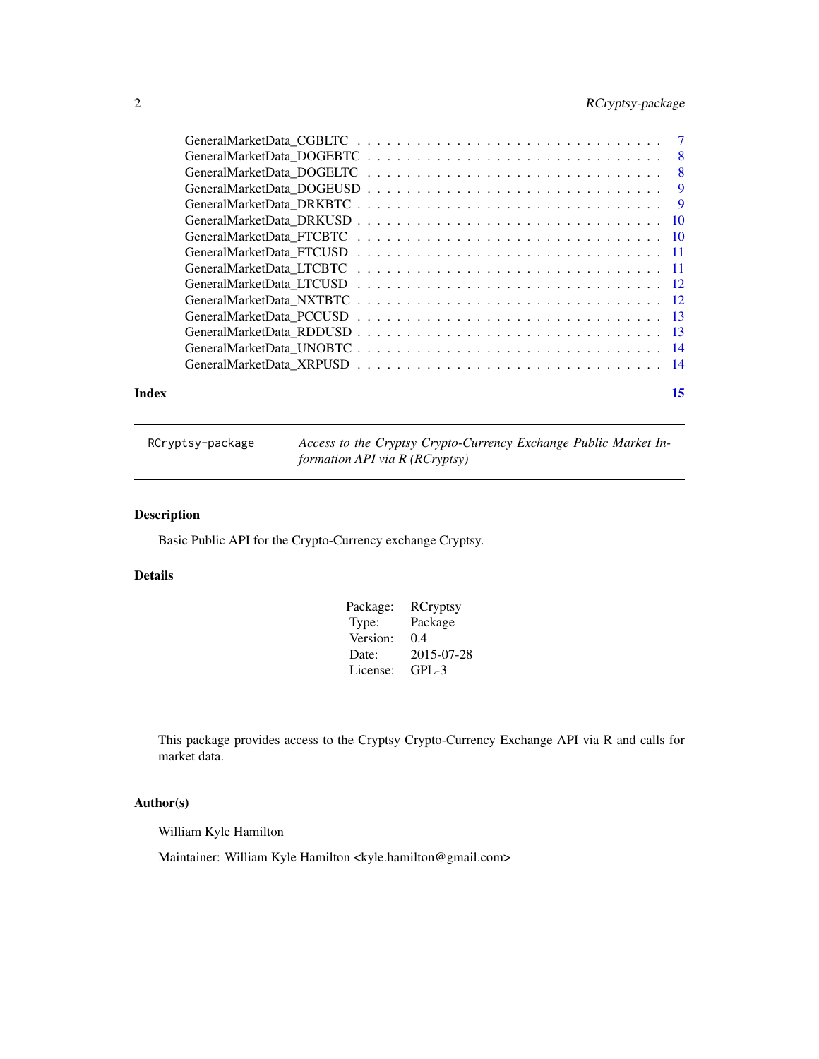GeneralMarketData_CGBLTC . . . . . . . . . . . . . . . . . . . . . . . . . . . . . 7
GeneralMarketData_DOGEBTC . . . . . . . . . . . . . . . . . . . . . . . . . . . . 8
GeneralMarketData_DOGELTC . . . . . . . . . . . . . . . . . . . . . . . . . . . . 8
GeneralMarketData_DOGEUSD . . . . . . . . . . . . . . . . . . . . . . . . . . . . 9
GeneralMarketData_DRKBTC . . . . . . . . . . . . . . . . . . . . . . . . . . . . . 9
GeneralMarketData_DRKUSD . . . . . . . . . . . . . . . . . . . . . . . . . . . . . 10
GeneralMarketData_FTCBTC . . . . . . . . . . . . . . . . . . . . . . . . . . . . . 10
GeneralMarketData_FTCUSD . . . . . . . . . . . . . . . . . . . . . . . . . . . . . 11
GeneralMarketData_LTCBTC . . . . . . . . . . . . . . . . . . . . . . . . . . . . . 11
GeneralMarketData_LTCUSD . . . . . . . . . . . . . . . . . . . . . . . . . . . . . 12
GeneralMarketData_NXTBTC . . . . . . . . . . . . . . . . . . . . . . . . . . . . . 12
GeneralMarketData_PCCUSD . . . . . . . . . . . . . . . . . . . . . . . . . . . . . 13
GeneralMarketData_RDDUSD . . . . . . . . . . . . . . . . . . . . . . . . . . . . . 13
GeneralMarketData_UNOBTC . . . . . . . . . . . . . . . . . . . . . . . . . . . . . 14
GeneralMarketData_XRPUSD . . . . . . . . . . . . . . . . . . . . . . . . . . . . . 14

**Index** **15**

---

`RCryptsy-package` *Access to the Cryptsy Crypto-Currency Exchange Public Market Information API via R (RCryptsy)*

---

### Description

Basic Public API for the Crypto-Currency exchange Cryptsy.

### Details

| | |
|---|---|
| Package: | RCryptsy |
| Type: | Package |
| Version: | 0.4 |
| Date: | 2015-07-28 |
| License: | GPL-3 |

This package provides access to the Cryptsy Crypto-Currency Exchange API via R and calls for market data.

### Author(s)

William Kyle Hamilton

Maintainer: William Kyle Hamilton <kyle.hamilton@gmail.com>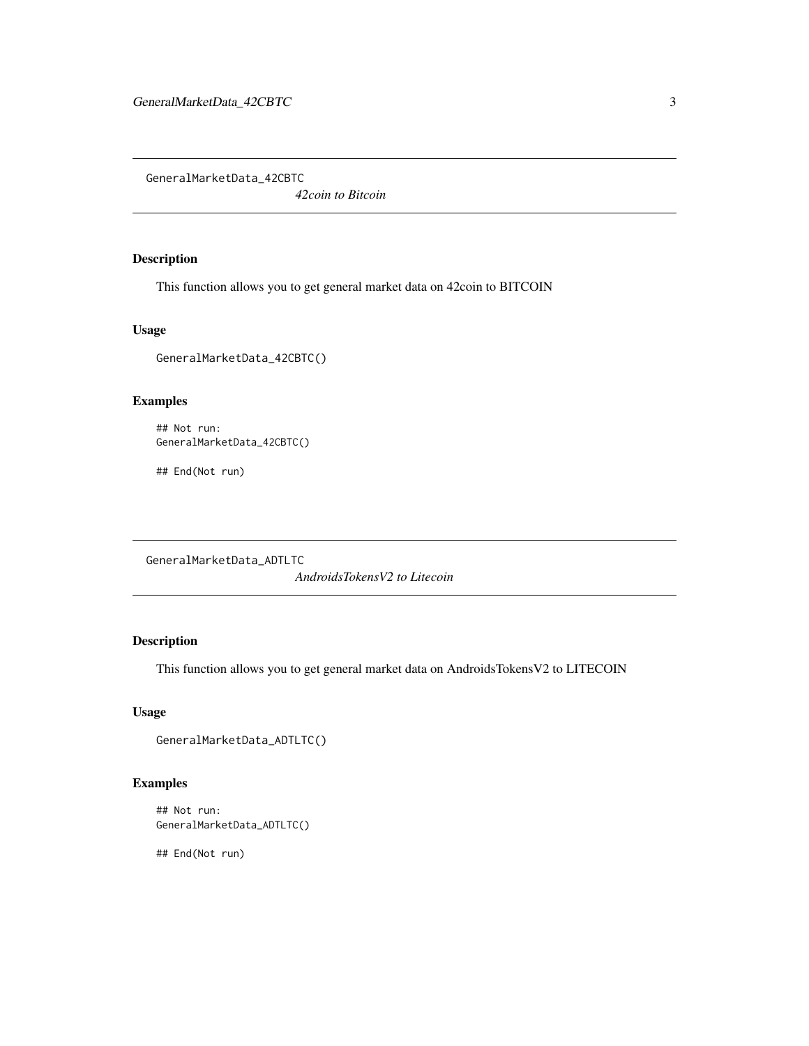## GeneralMarketData_42CBTC

*42coin to Bitcoin*

### Description

This function allows you to get general market data on 42coin to BITCOIN

### Usage

```
GeneralMarketData_42CBTC()
```

### Examples

```
## Not run:
GeneralMarketData_42CBTC()

## End(Not run)
```

## GeneralMarketData_ADTLTC

*AndroidsTokensV2 to Litecoin*

### Description

This function allows you to get general market data on AndroidsTokensV2 to LITECOIN

### Usage

```
GeneralMarketData_ADTLTC()
```

### Examples

```
## Not run:
GeneralMarketData_ADTLTC()

## End(Not run)
```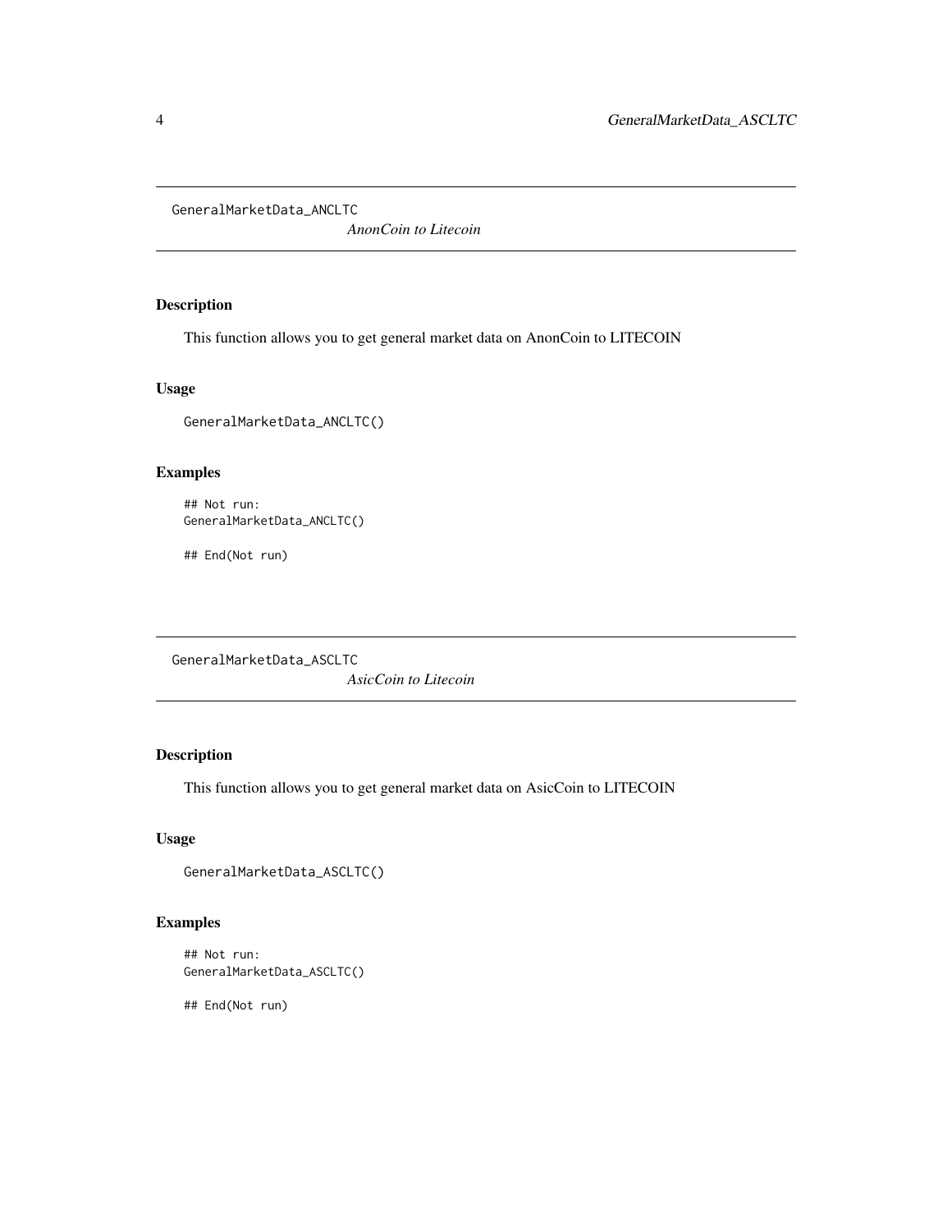## GeneralMarketData_ANCLTC

*AnonCoin to Litecoin*

### Description

This function allows you to get general market data on AnonCoin to LITECOIN

### Usage

```
GeneralMarketData_ANCLTC()
```

### Examples

```
## Not run:
GeneralMarketData_ANCLTC()

## End(Not run)
```

## GeneralMarketData_ASCLTC

*AsicCoin to Litecoin*

### Description

This function allows you to get general market data on AsicCoin to LITECOIN

### Usage

```
GeneralMarketData_ASCLTC()
```

### Examples

```
## Not run:
GeneralMarketData_ASCLTC()

## End(Not run)
```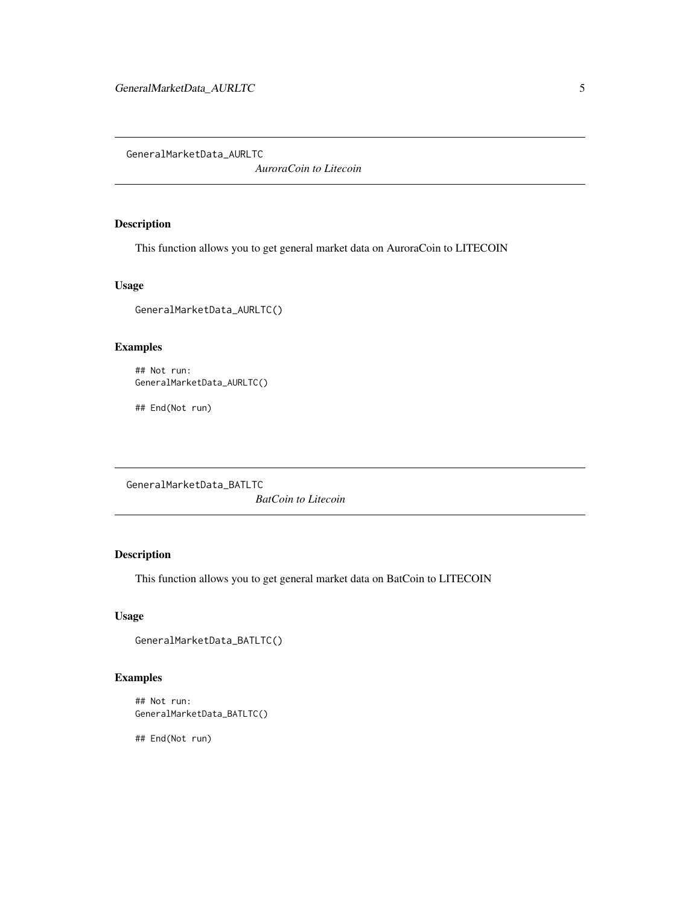## GeneralMarketData_AURLTC

*AuroraCoin to Litecoin*

### Description

This function allows you to get general market data on AuroraCoin to LITECOIN

### Usage

```
GeneralMarketData_AURLTC()
```

### Examples

```
## Not run:
GeneralMarketData_AURLTC()

## End(Not run)
```

## GeneralMarketData_BATLTC

*BatCoin to Litecoin*

### Description

This function allows you to get general market data on BatCoin to LITECOIN

### Usage

```
GeneralMarketData_BATLTC()
```

### Examples

```
## Not run:
GeneralMarketData_BATLTC()

## End(Not run)
```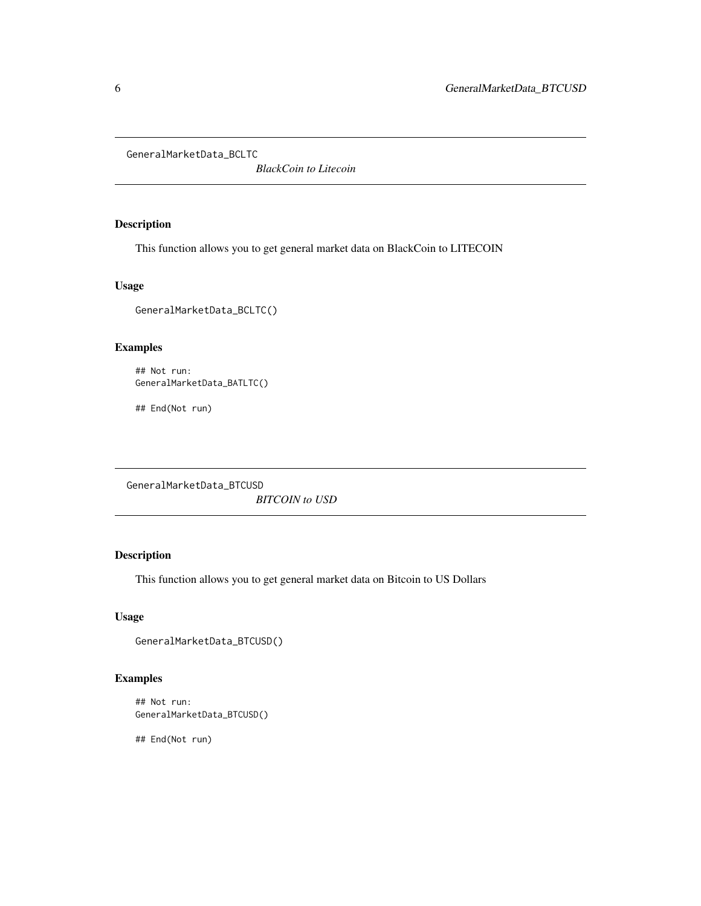## GeneralMarketData_BCLTC

*BlackCoin to Litecoin*

### Description

This function allows you to get general market data on BlackCoin to LITECOIN

### Usage

```
GeneralMarketData_BCLTC()
```

### Examples

```
## Not run:
GeneralMarketData_BATLTC()

## End(Not run)
```

## GeneralMarketData_BTCUSD

*BITCOIN to USD*

### Description

This function allows you to get general market data on Bitcoin to US Dollars

### Usage

```
GeneralMarketData_BTCUSD()
```

### Examples

```
## Not run:
GeneralMarketData_BTCUSD()

## End(Not run)
```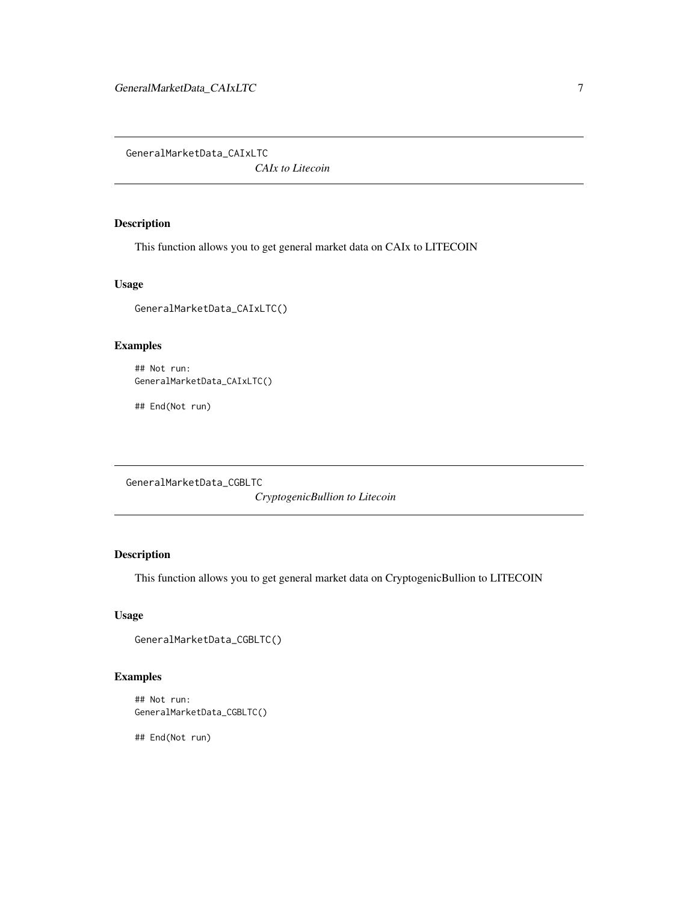## GeneralMarketData_CAIxLTC

*CAIx to Litecoin*

### Description

This function allows you to get general market data on CAIx to LITECOIN

### Usage

```
GeneralMarketData_CAIxLTC()
```

### Examples

```
## Not run:
GeneralMarketData_CAIxLTC()

## End(Not run)
```

## GeneralMarketData_CGBLTC

*CryptogenicBullion to Litecoin*

### Description

This function allows you to get general market data on CryptogenicBullion to LITECOIN

### Usage

```
GeneralMarketData_CGBLTC()
```

### Examples

```
## Not run:
GeneralMarketData_CGBLTC()

## End(Not run)
```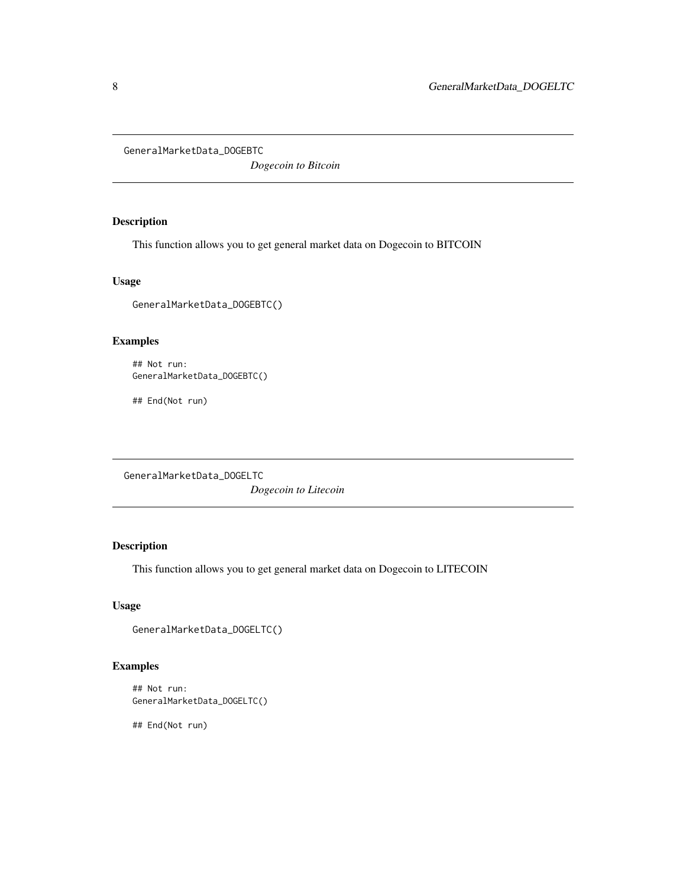## GeneralMarketData_DOGEBTC

*Dogecoin to Bitcoin*

### Description

This function allows you to get general market data on Dogecoin to BITCOIN

### Usage

```
GeneralMarketData_DOGEBTC()
```

### Examples

```
## Not run:
GeneralMarketData_DOGEBTC()

## End(Not run)
```

## GeneralMarketData_DOGELTC

*Dogecoin to Litecoin*

### Description

This function allows you to get general market data on Dogecoin to LITECOIN

### Usage

```
GeneralMarketData_DOGELTC()
```

### Examples

```
## Not run:
GeneralMarketData_DOGELTC()

## End(Not run)
```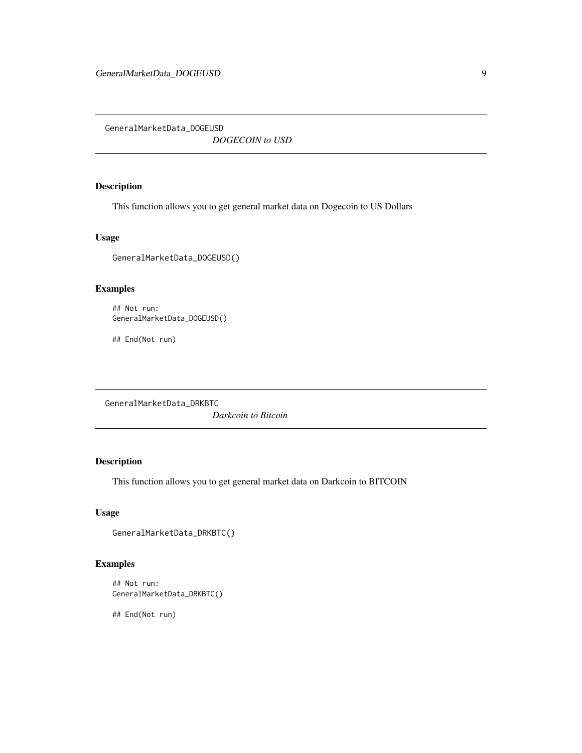## GeneralMarketData_DOGEUSD

*DOGECOIN to USD*

### Description

This function allows you to get general market data on Dogecoin to US Dollars

### Usage

```
GeneralMarketData_DOGEUSD()
```

### Examples

```
## Not run:
GeneralMarketData_DOGEUSD()

## End(Not run)
```

## GeneralMarketData_DRKBTC

*Darkcoin to Bitcoin*

### Description

This function allows you to get general market data on Darkcoin to BITCOIN

### Usage

```
GeneralMarketData_DRKBTC()
```

### Examples

```
## Not run:
GeneralMarketData_DRKBTC()

## End(Not run)
```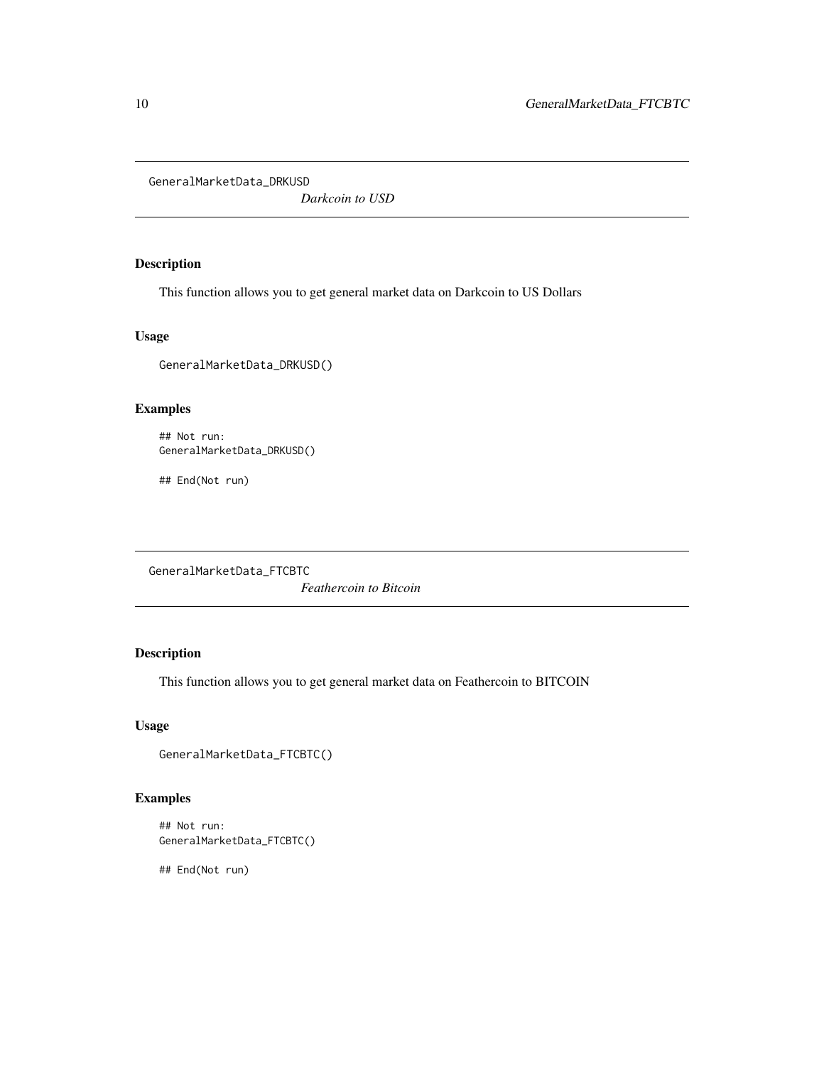## GeneralMarketData_DRKUSD

*Darkcoin to USD*

### Description

This function allows you to get general market data on Darkcoin to US Dollars

### Usage

```
GeneralMarketData_DRKUSD()
```

### Examples

```
## Not run:
GeneralMarketData_DRKUSD()

## End(Not run)
```

## GeneralMarketData_FTCBTC

*Feathercoin to Bitcoin*

### Description

This function allows you to get general market data on Feathercoin to BITCOIN

### Usage

```
GeneralMarketData_FTCBTC()
```

### Examples

```
## Not run:
GeneralMarketData_FTCBTC()

## End(Not run)
```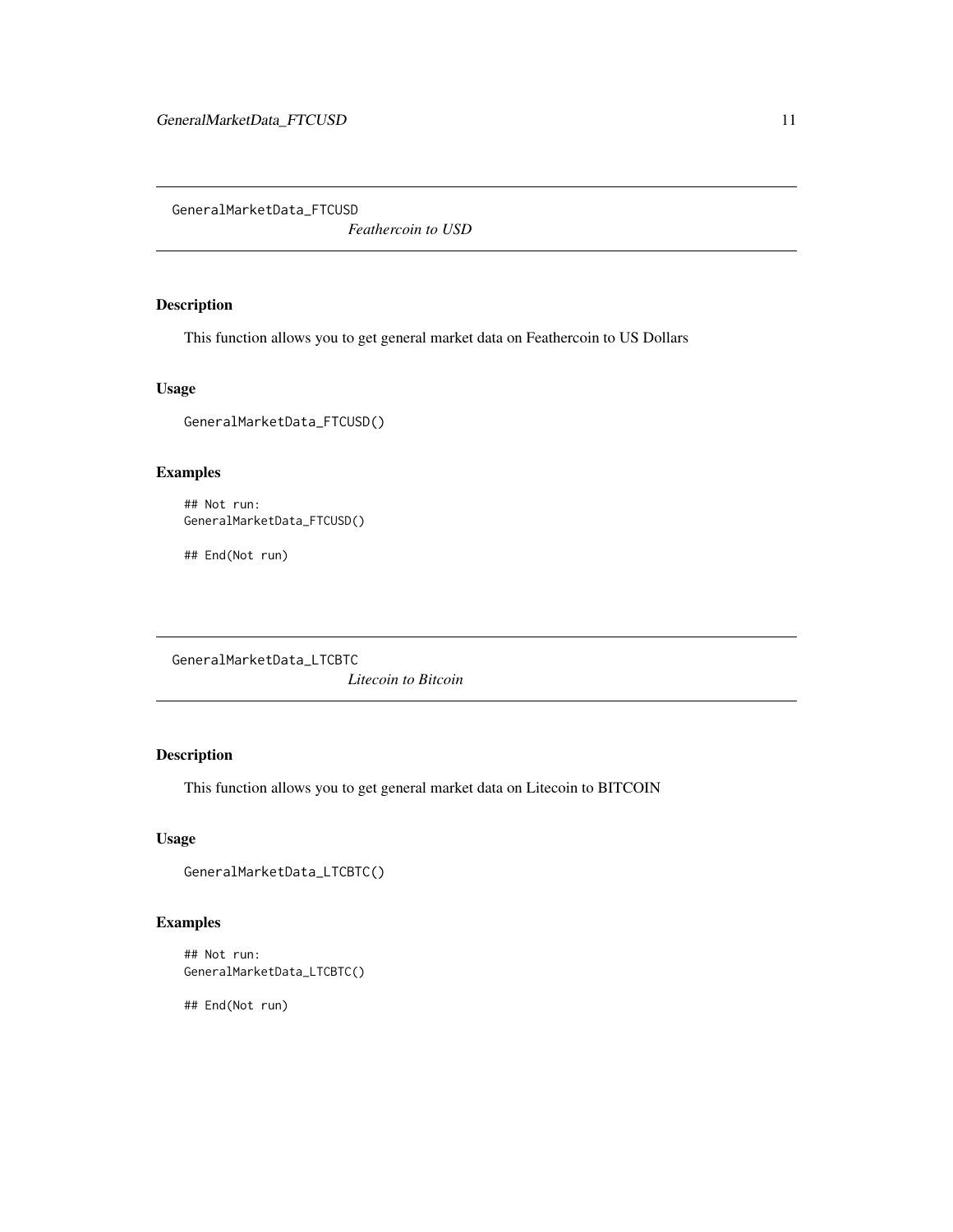## GeneralMarketData_FTCUSD

*Feathercoin to USD*

### Description

This function allows you to get general market data on Feathercoin to US Dollars

### Usage

```
GeneralMarketData_FTCUSD()
```

### Examples

```
## Not run:
GeneralMarketData_FTCUSD()

## End(Not run)
```

## GeneralMarketData_LTCBTC

*Litecoin to Bitcoin*

### Description

This function allows you to get general market data on Litecoin to BITCOIN

### Usage

```
GeneralMarketData_LTCBTC()
```

### Examples

```
## Not run:
GeneralMarketData_LTCBTC()

## End(Not run)
```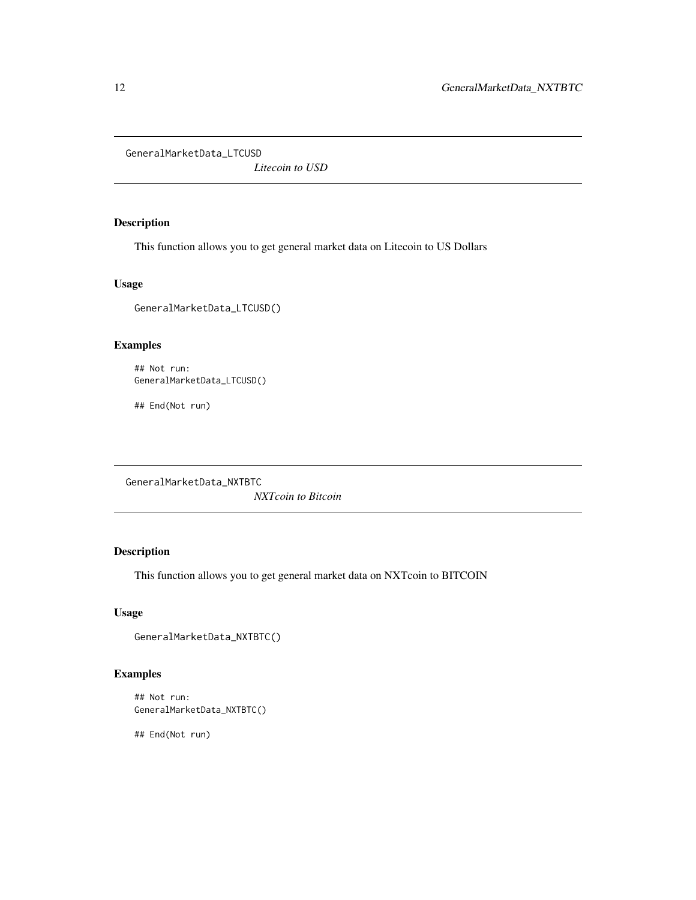## GeneralMarketData_LTCUSD

*Litecoin to USD*

### Description

This function allows you to get general market data on Litecoin to US Dollars

### Usage

```
GeneralMarketData_LTCUSD()
```

### Examples

```
## Not run:
GeneralMarketData_LTCUSD()

## End(Not run)
```

## GeneralMarketData_NXTBTC

*NXTcoin to Bitcoin*

### Description

This function allows you to get general market data on NXTcoin to BITCOIN

### Usage

```
GeneralMarketData_NXTBTC()
```

### Examples

```
## Not run:
GeneralMarketData_NXTBTC()

## End(Not run)
```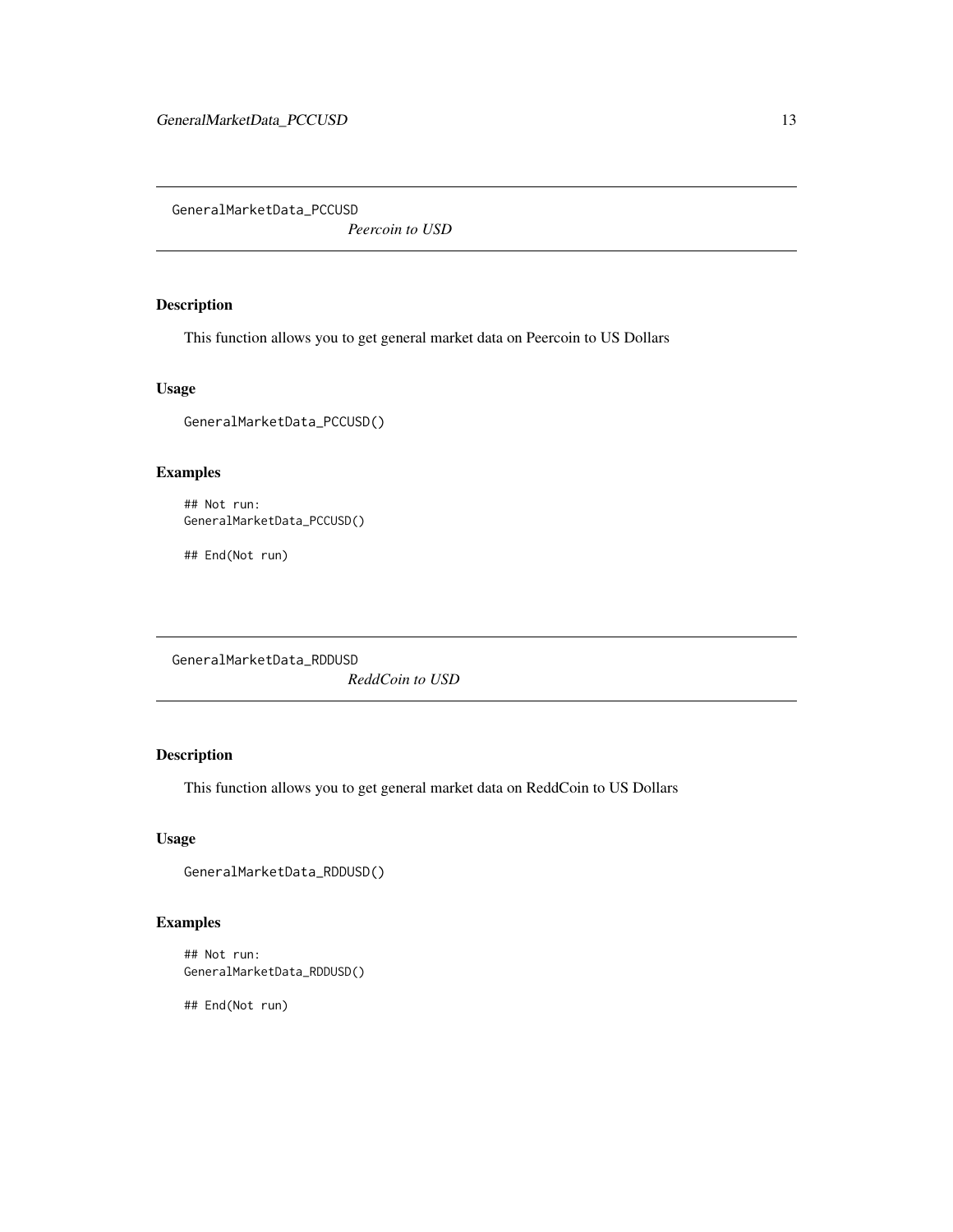## GeneralMarketData_PCCUSD

*Peercoin to USD*

### Description

This function allows you to get general market data on Peercoin to US Dollars

### Usage

```
GeneralMarketData_PCCUSD()
```

### Examples

```
## Not run:
GeneralMarketData_PCCUSD()

## End(Not run)
```

## GeneralMarketData_RDDUSD

*ReddCoin to USD*

### Description

This function allows you to get general market data on ReddCoin to US Dollars

### Usage

```
GeneralMarketData_RDDUSD()
```

### Examples

```
## Not run:
GeneralMarketData_RDDUSD()

## End(Not run)
```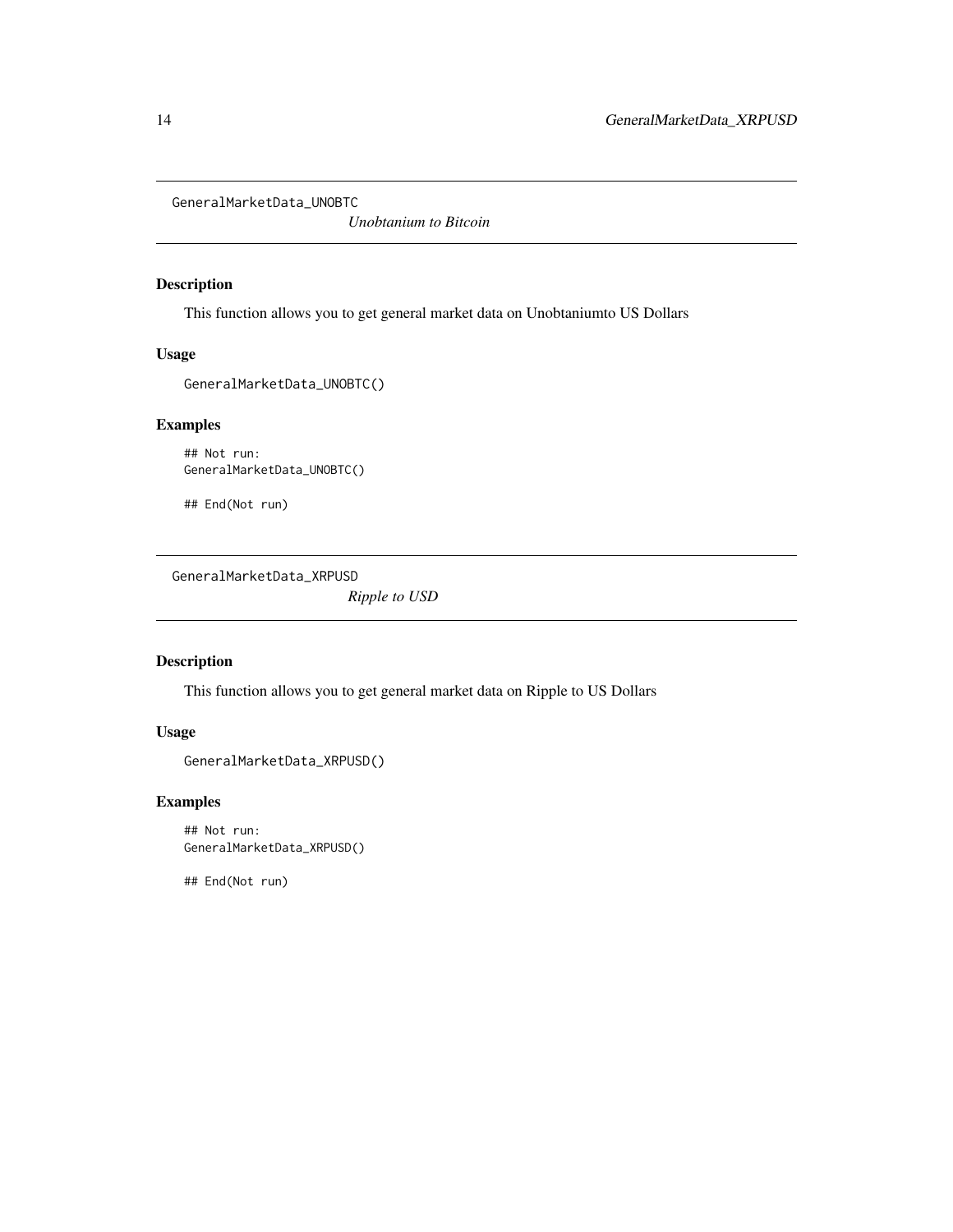## GeneralMarketData_UNOBTC

*Unobtanium to Bitcoin*

### Description

This function allows you to get general market data on Unobtaniumto US Dollars

### Usage

```
GeneralMarketData_UNOBTC()
```

### Examples

```
## Not run:
GeneralMarketData_UNOBTC()

## End(Not run)
```

## GeneralMarketData_XRPUSD

*Ripple to USD*

### Description

This function allows you to get general market data on Ripple to US Dollars

### Usage

```
GeneralMarketData_XRPUSD()
```

### Examples

```
## Not run:
GeneralMarketData_XRPUSD()

## End(Not run)
```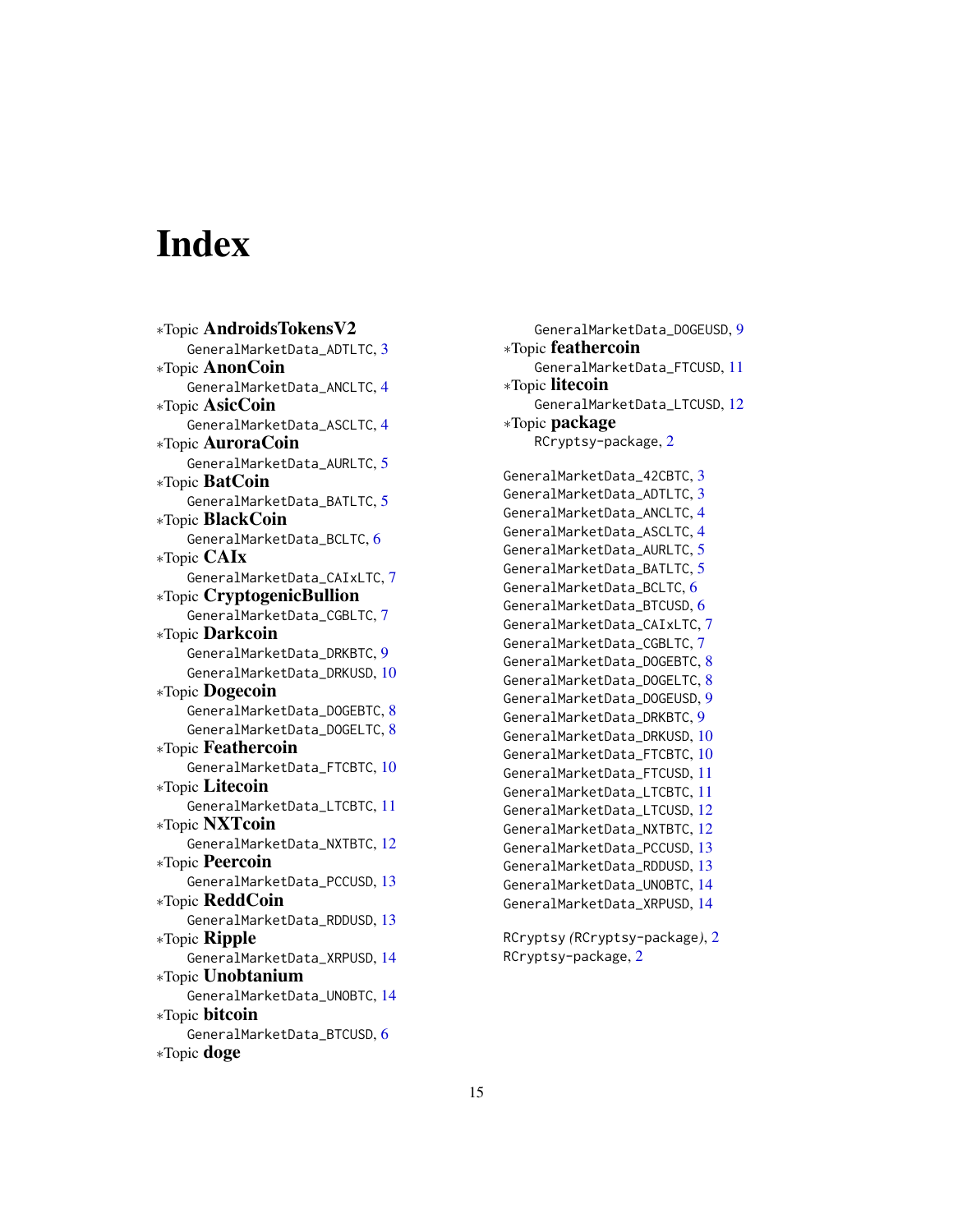# Index

∗Topic **AndroidsTokensV2**
  GeneralMarketData_ADTLTC, 3
∗Topic **AnonCoin**
  GeneralMarketData_ANCLTC, 4
∗Topic **AsicCoin**
  GeneralMarketData_ASCLTC, 4
∗Topic **AuroraCoin**
  GeneralMarketData_AURLTC, 5
∗Topic **BatCoin**
  GeneralMarketData_BATLTC, 5
∗Topic **BlackCoin**
  GeneralMarketData_BCLTC, 6
∗Topic **CAIx**
  GeneralMarketData_CAIxLTC, 7
∗Topic **CryptogenicBullion**
  GeneralMarketData_CGBLTC, 7
∗Topic **Darkcoin**
  GeneralMarketData_DRKBTC, 9
  GeneralMarketData_DRKUSD, 10
∗Topic **Dogecoin**
  GeneralMarketData_DOGEBTC, 8
  GeneralMarketData_DOGELTC, 8
∗Topic **Feathercoin**
  GeneralMarketData_FTCBTC, 10
∗Topic **Litecoin**
  GeneralMarketData_LTCBTC, 11
∗Topic **NXTcoin**
  GeneralMarketData_NXTBTC, 12
∗Topic **Peercoin**
  GeneralMarketData_PCCUSD, 13
∗Topic **ReddCoin**
  GeneralMarketData_RDDUSD, 13
∗Topic **Ripple**
  GeneralMarketData_XRPUSD, 14
∗Topic **Unobtanium**
  GeneralMarketData_UNOBTC, 14
∗Topic **bitcoin**
  GeneralMarketData_BTCUSD, 6
∗Topic **doge**
  GeneralMarketData_DOGEUSD, 9
∗Topic **feathercoin**
  GeneralMarketData_FTCUSD, 11
∗Topic **litecoin**
  GeneralMarketData_LTCUSD, 12
∗Topic **package**
  RCryptsy-package, 2

GeneralMarketData_42CBTC, 3
GeneralMarketData_ADTLTC, 3
GeneralMarketData_ANCLTC, 4
GeneralMarketData_ASCLTC, 4
GeneralMarketData_AURLTC, 5
GeneralMarketData_BATLTC, 5
GeneralMarketData_BCLTC, 6
GeneralMarketData_BTCUSD, 6
GeneralMarketData_CAIxLTC, 7
GeneralMarketData_CGBLTC, 7
GeneralMarketData_DOGEBTC, 8
GeneralMarketData_DOGELTC, 8
GeneralMarketData_DOGEUSD, 9
GeneralMarketData_DRKBTC, 9
GeneralMarketData_DRKUSD, 10
GeneralMarketData_FTCBTC, 10
GeneralMarketData_FTCUSD, 11
GeneralMarketData_LTCBTC, 11
GeneralMarketData_LTCUSD, 12
GeneralMarketData_NXTBTC, 12
GeneralMarketData_PCCUSD, 13
GeneralMarketData_RDDUSD, 13
GeneralMarketData_UNOBTC, 14
GeneralMarketData_XRPUSD, 14

RCryptsy *(RCryptsy-package)*, 2
RCryptsy-package, 2